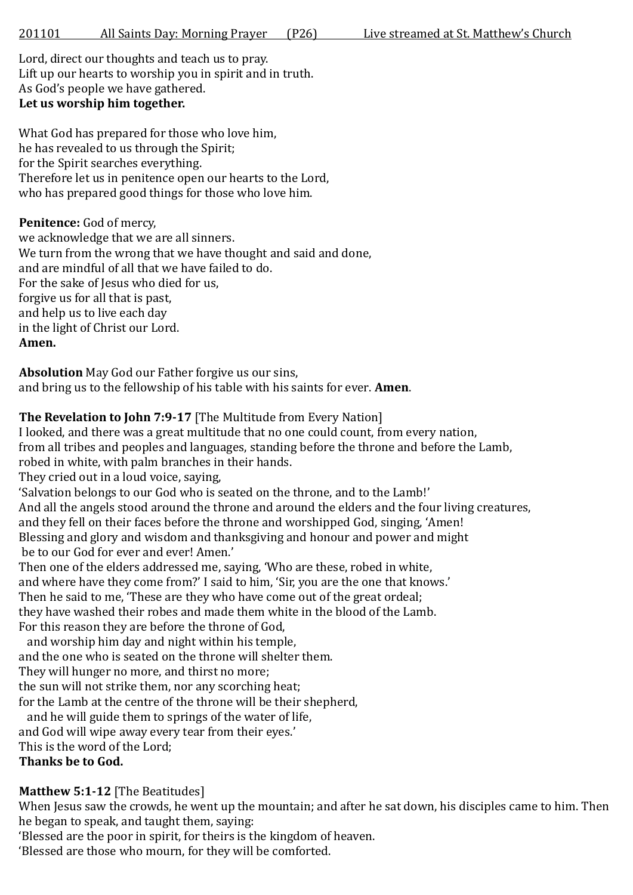201101 All Saints Day: Morning Prayer (P26) Live streamed at St. Matthew's Church

Lord, direct our thoughts and teach us to pray.
Lift up our hearts to worship you in spirit and in truth.
As God's people we have gathered.
**Let us worship him together.**

What God has prepared for those who love him,
he has revealed to us through the Spirit;
for the Spirit searches everything.
Therefore let us in penitence open our hearts to the Lord,
who has prepared good things for those who love him.

**Penitence:** God of mercy,
we acknowledge that we are all sinners.
We turn from the wrong that we have thought and said and done,
and are mindful of all that we have failed to do.
For the sake of Jesus who died for us,
forgive us for all that is past,
and help us to live each day
in the light of Christ our Lord.
**Amen.**

**Absolution** May God our Father forgive us our sins,
and bring us to the fellowship of his table with his saints for ever. **Amen**.

**The Revelation to John 7:9-17** [The Multitude from Every Nation]
I looked, and there was a great multitude that no one could count, from every nation,
from all tribes and peoples and languages, standing before the throne and before the Lamb,
robed in white, with palm branches in their hands.
They cried out in a loud voice, saying,
'Salvation belongs to our God who is seated on the throne, and to the Lamb!'
And all the angels stood around the throne and around the elders and the four living creatures,
and they fell on their faces before the throne and worshipped God, singing, 'Amen!
Blessing and glory and wisdom and thanksgiving and honour and power and might
be to our God for ever and ever! Amen.'
Then one of the elders addressed me, saying, 'Who are these, robed in white,
and where have they come from?' I said to him, 'Sir, you are the one that knows.'
Then he said to me, 'These are they who have come out of the great ordeal;
they have washed their robes and made them white in the blood of the Lamb.
For this reason they are before the throne of God,
and worship him day and night within his temple,
and the one who is seated on the throne will shelter them.
They will hunger no more, and thirst no more;
the sun will not strike them, nor any scorching heat;
for the Lamb at the centre of the throne will be their shepherd,
and he will guide them to springs of the water of life,
and God will wipe away every tear from their eyes.'
This is the word of the Lord;
**Thanks be to God.**

**Matthew 5:1-12** [The Beatitudes]
When Jesus saw the crowds, he went up the mountain; and after he sat down, his disciples came to him. Then he began to speak, and taught them, saying:
'Blessed are the poor in spirit, for theirs is the kingdom of heaven.
'Blessed are those who mourn, for they will be comforted.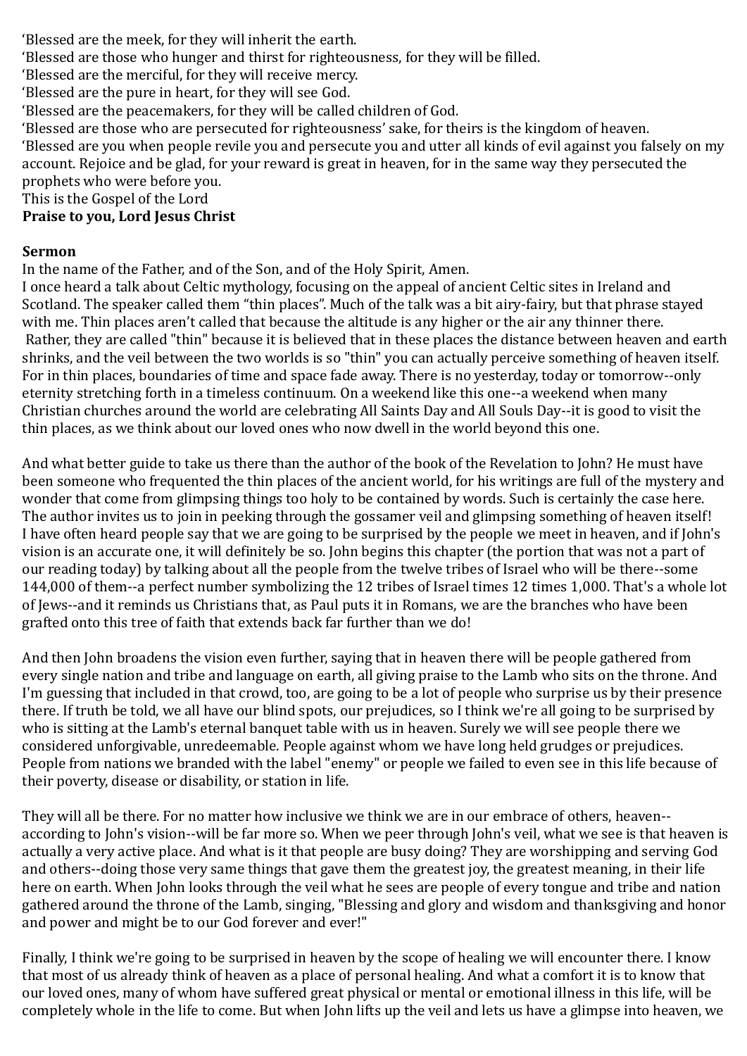‘Blessed are the meek, for they will inherit the earth.
‘Blessed are those who hunger and thirst for righteousness, for they will be filled.
‘Blessed are the merciful, for they will receive mercy.
‘Blessed are the pure in heart, for they will see God.
‘Blessed are the peacemakers, for they will be called children of God.
‘Blessed are those who are persecuted for righteousness’ sake, for theirs is the kingdom of heaven.
‘Blessed are you when people revile you and persecute you and utter all kinds of evil against you falsely on my account. Rejoice and be glad, for your reward is great in heaven, for in the same way they persecuted the prophets who were before you.
This is the Gospel of the Lord
**Praise to you, Lord Jesus Christ**

**Sermon**
In the name of the Father, and of the Son, and of the Holy Spirit, Amen.
I once heard a talk about Celtic mythology, focusing on the appeal of ancient Celtic sites in Ireland and Scotland. The speaker called them “thin places”. Much of the talk was a bit airy-fairy, but that phrase stayed with me. Thin places aren’t called that because the altitude is any higher or the air any thinner there. Rather, they are called "thin" because it is believed that in these places the distance between heaven and earth shrinks, and the veil between the two worlds is so "thin" you can actually perceive something of heaven itself. For in thin places, boundaries of time and space fade away. There is no yesterday, today or tomorrow--only eternity stretching forth in a timeless continuum. On a weekend like this one--a weekend when many Christian churches around the world are celebrating All Saints Day and All Souls Day--it is good to visit the thin places, as we think about our loved ones who now dwell in the world beyond this one.

And what better guide to take us there than the author of the book of the Revelation to John? He must have been someone who frequented the thin places of the ancient world, for his writings are full of the mystery and wonder that come from glimpsing things too holy to be contained by words. Such is certainly the case here. The author invites us to join in peeking through the gossamer veil and glimpsing something of heaven itself! I have often heard people say that we are going to be surprised by the people we meet in heaven, and if John's vision is an accurate one, it will definitely be so. John begins this chapter (the portion that was not a part of our reading today) by talking about all the people from the twelve tribes of Israel who will be there--some 144,000 of them--a perfect number symbolizing the 12 tribes of Israel times 12 times 1,000. That's a whole lot of Jews--and it reminds us Christians that, as Paul puts it in Romans, we are the branches who have been grafted onto this tree of faith that extends back far further than we do!

And then John broadens the vision even further, saying that in heaven there will be people gathered from every single nation and tribe and language on earth, all giving praise to the Lamb who sits on the throne. And I'm guessing that included in that crowd, too, are going to be a lot of people who surprise us by their presence there. If truth be told, we all have our blind spots, our prejudices, so I think we're all going to be surprised by who is sitting at the Lamb's eternal banquet table with us in heaven. Surely we will see people there we considered unforgivable, unredeemable. People against whom we have long held grudges or prejudices. People from nations we branded with the label "enemy" or people we failed to even see in this life because of their poverty, disease or disability, or station in life.

They will all be there. For no matter how inclusive we think we are in our embrace of others, heaven--according to John's vision--will be far more so. When we peer through John's veil, what we see is that heaven is actually a very active place. And what is it that people are busy doing? They are worshipping and serving God and others--doing those very same things that gave them the greatest joy, the greatest meaning, in their life here on earth. When John looks through the veil what he sees are people of every tongue and tribe and nation gathered around the throne of the Lamb, singing, "Blessing and glory and wisdom and thanksgiving and honor and power and might be to our God forever and ever!"

Finally, I think we're going to be surprised in heaven by the scope of healing we will encounter there. I know that most of us already think of heaven as a place of personal healing. And what a comfort it is to know that our loved ones, many of whom have suffered great physical or mental or emotional illness in this life, will be completely whole in the life to come. But when John lifts up the veil and lets us have a glimpse into heaven, we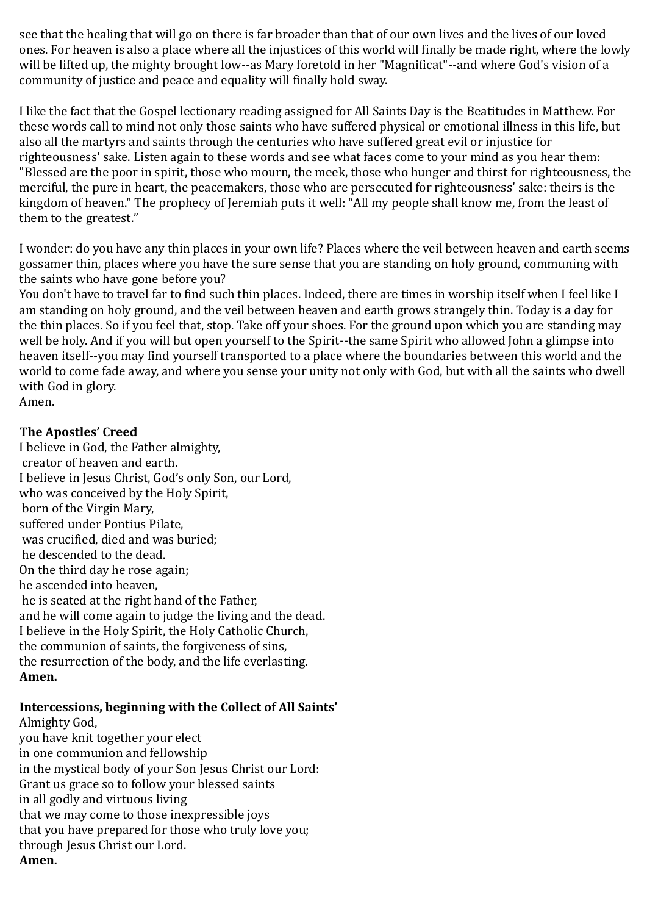see that the healing that will go on there is far broader than that of our own lives and the lives of our loved ones. For heaven is also a place where all the injustices of this world will finally be made right, where the lowly will be lifted up, the mighty brought low--as Mary foretold in her "Magnificat"--and where God's vision of a community of justice and peace and equality will finally hold sway.

I like the fact that the Gospel lectionary reading assigned for All Saints Day is the Beatitudes in Matthew. For these words call to mind not only those saints who have suffered physical or emotional illness in this life, but also all the martyrs and saints through the centuries who have suffered great evil or injustice for righteousness' sake. Listen again to these words and see what faces come to your mind as you hear them: "Blessed are the poor in spirit, those who mourn, the meek, those who hunger and thirst for righteousness, the merciful, the pure in heart, the peacemakers, those who are persecuted for righteousness' sake: theirs is the kingdom of heaven." The prophecy of Jeremiah puts it well: “All my people shall know me, from the least of them to the greatest.”

I wonder: do you have any thin places in your own life? Places where the veil between heaven and earth seems gossamer thin, places where you have the sure sense that you are standing on holy ground, communing with the saints who have gone before you?
You don't have to travel far to find such thin places. Indeed, there are times in worship itself when I feel like I am standing on holy ground, and the veil between heaven and earth grows strangely thin. Today is a day for the thin places. So if you feel that, stop. Take off your shoes. For the ground upon which you are standing may well be holy. And if you will but open yourself to the Spirit--the same Spirit who allowed John a glimpse into heaven itself--you may find yourself transported to a place where the boundaries between this world and the world to come fade away, and where you sense your unity not only with God, but with all the saints who dwell with God in glory.
Amen.

**The Apostles’ Creed**
I believe in God, the Father almighty,
creator of heaven and earth.
I believe in Jesus Christ, God’s only Son, our Lord,
who was conceived by the Holy Spirit,
born of the Virgin Mary,
suffered under Pontius Pilate,
was crucified, died and was buried;
he descended to the dead.
On the third day he rose again;
he ascended into heaven,
he is seated at the right hand of the Father,
and he will come again to judge the living and the dead.
I believe in the Holy Spirit, the Holy Catholic Church,
the communion of saints, the forgiveness of sins,
the resurrection of the body, and the life everlasting.
**Amen.**

**Intercessions, beginning with the Collect of All Saints’**
Almighty God,
you have knit together your elect
in one communion and fellowship
in the mystical body of your Son Jesus Christ our Lord:
Grant us grace so to follow your blessed saints
in all godly and virtuous living
that we may come to those inexpressible joys
that you have prepared for those who truly love you;
through Jesus Christ our Lord.
**Amen.**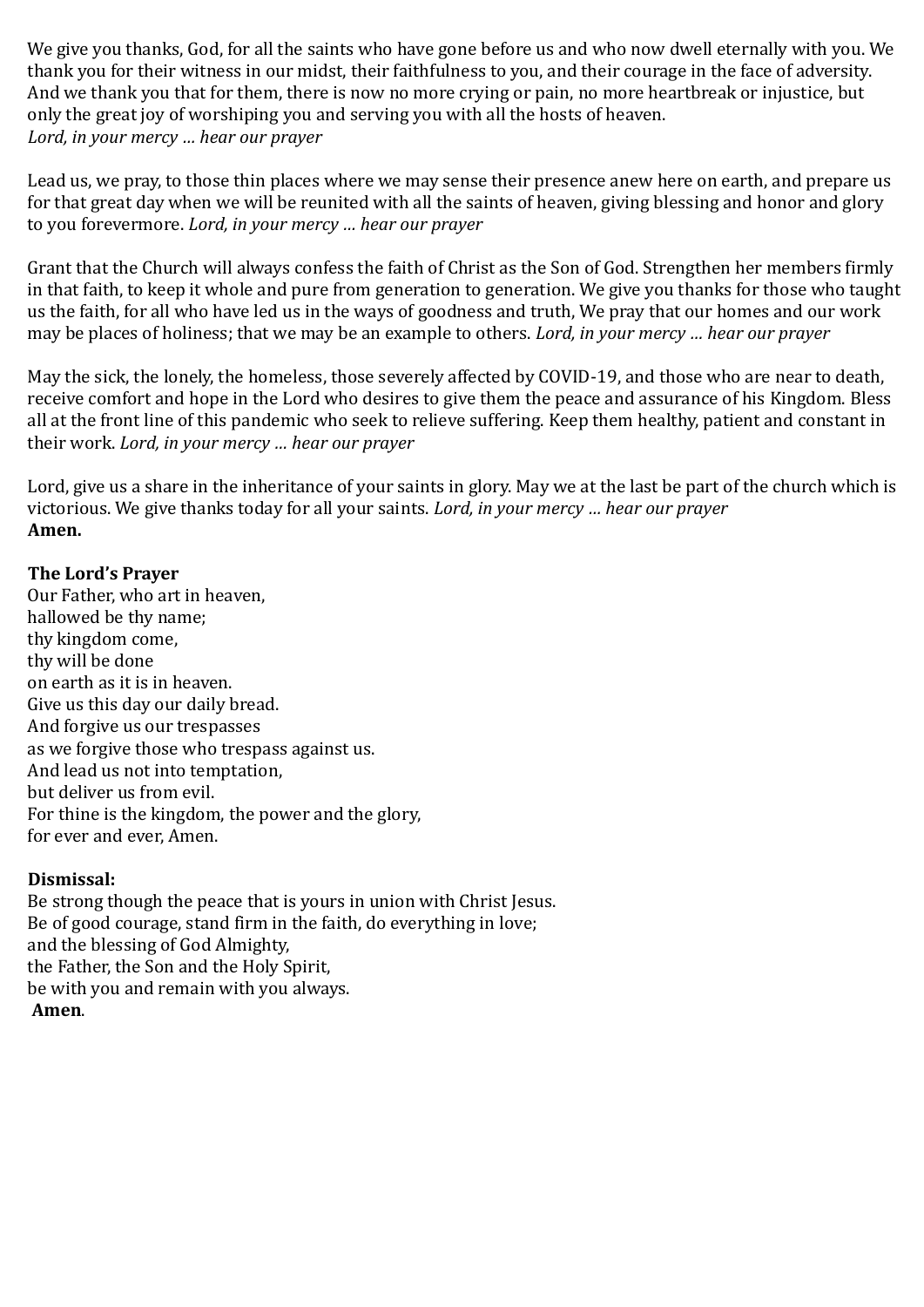We give you thanks, God, for all the saints who have gone before us and who now dwell eternally with you. We thank you for their witness in our midst, their faithfulness to you, and their courage in the face of adversity. And we thank you that for them, there is now no more crying or pain, no more heartbreak or injustice, but only the great joy of worshiping you and serving you with all the hosts of heaven.
*Lord, in your mercy … hear our prayer*

Lead us, we pray, to those thin places where we may sense their presence anew here on earth, and prepare us for that great day when we will be reunited with all the saints of heaven, giving blessing and honor and glory to you forevermore. *Lord, in your mercy … hear our prayer*

Grant that the Church will always confess the faith of Christ as the Son of God. Strengthen her members firmly in that faith, to keep it whole and pure from generation to generation. We give you thanks for those who taught us the faith, for all who have led us in the ways of goodness and truth, We pray that our homes and our work may be places of holiness; that we may be an example to others. *Lord, in your mercy … hear our prayer*

May the sick, the lonely, the homeless, those severely affected by COVID-19, and those who are near to death, receive comfort and hope in the Lord who desires to give them the peace and assurance of his Kingdom. Bless all at the front line of this pandemic who seek to relieve suffering. Keep them healthy, patient and constant in their work. *Lord, in your mercy … hear our prayer*

Lord, give us a share in the inheritance of your saints in glory. May we at the last be part of the church which is victorious. We give thanks today for all your saints. *Lord, in your mercy … hear our prayer*
**Amen.**

**The Lord's Prayer**
Our Father, who art in heaven,
hallowed be thy name;
thy kingdom come,
thy will be done
on earth as it is in heaven.
Give us this day our daily bread.
And forgive us our trespasses
as we forgive those who trespass against us.
And lead us not into temptation,
but deliver us from evil.
For thine is the kingdom, the power and the glory,
for ever and ever, Amen.

**Dismissal:**
Be strong though the peace that is yours in union with Christ Jesus.
Be of good courage, stand firm in the faith, do everything in love;
and the blessing of God Almighty,
the Father, the Son and the Holy Spirit,
be with you and remain with you always.
**Amen**.